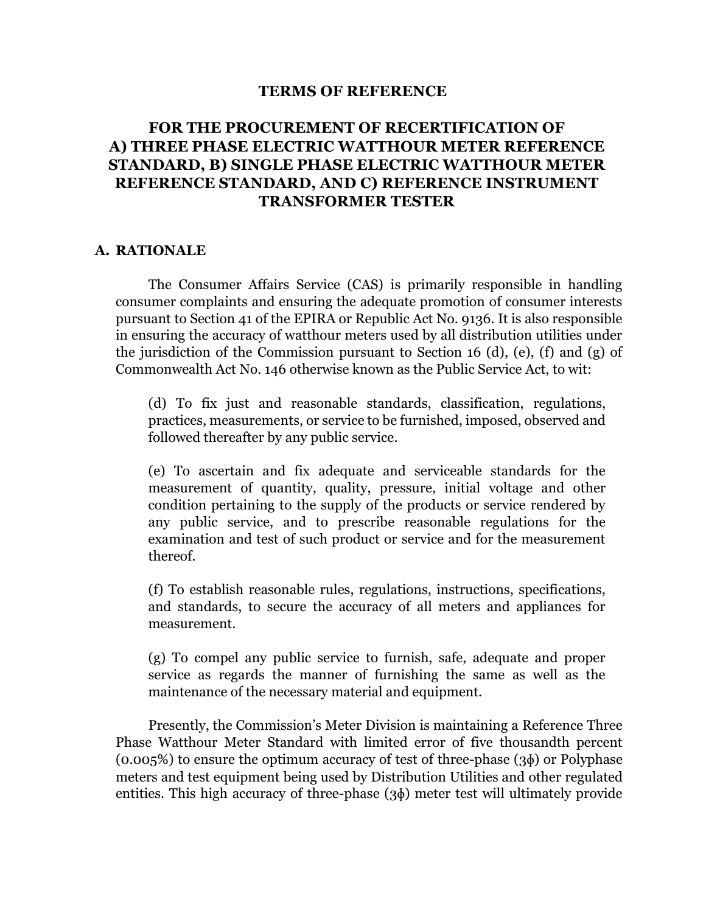# TERMS OF REFERENCE

## FOR THE PROCUREMENT OF RECERTIFICATION OF A) THREE PHASE ELECTRIC WATTHOUR METER REFERENCE STANDARD, B) SINGLE PHASE ELECTRIC WATTHOUR METER REFERENCE STANDARD, AND C) REFERENCE INSTRUMENT TRANSFORMER TESTER

### A. RATIONALE

The Consumer Affairs Service (CAS) is primarily responsible in handling consumer complaints and ensuring the adequate promotion of consumer interests pursuant to Section 41 of the EPIRA or Republic Act No. 9136. It is also responsible in ensuring the accuracy of watthour meters used by all distribution utilities under the jurisdiction of the Commission pursuant to Section 16 (d), (e), (f) and (g) of Commonwealth Act No. 146 otherwise known as the Public Service Act, to wit:

> (d) To fix just and reasonable standards, classification, regulations, practices, measurements, or service to be furnished, imposed, observed and followed thereafter by any public service.
>
> (e) To ascertain and fix adequate and serviceable standards for the measurement of quantity, quality, pressure, initial voltage and other condition pertaining to the supply of the products or service rendered by any public service, and to prescribe reasonable regulations for the examination and test of such product or service and for the measurement thereof.
>
> (f) To establish reasonable rules, regulations, instructions, specifications, and standards, to secure the accuracy of all meters and appliances for measurement.
>
> (g) To compel any public service to furnish, safe, adequate and proper service as regards the manner of furnishing the same as well as the maintenance of the necessary material and equipment.

Presently, the Commission's Meter Division is maintaining a Reference Three Phase Watthour Meter Standard with limited error of five thousandth percent (0.005%) to ensure the optimum accuracy of test of three-phase (3ϕ) or Polyphase meters and test equipment being used by Distribution Utilities and other regulated entities. This high accuracy of three-phase (3ϕ) meter test will ultimately provide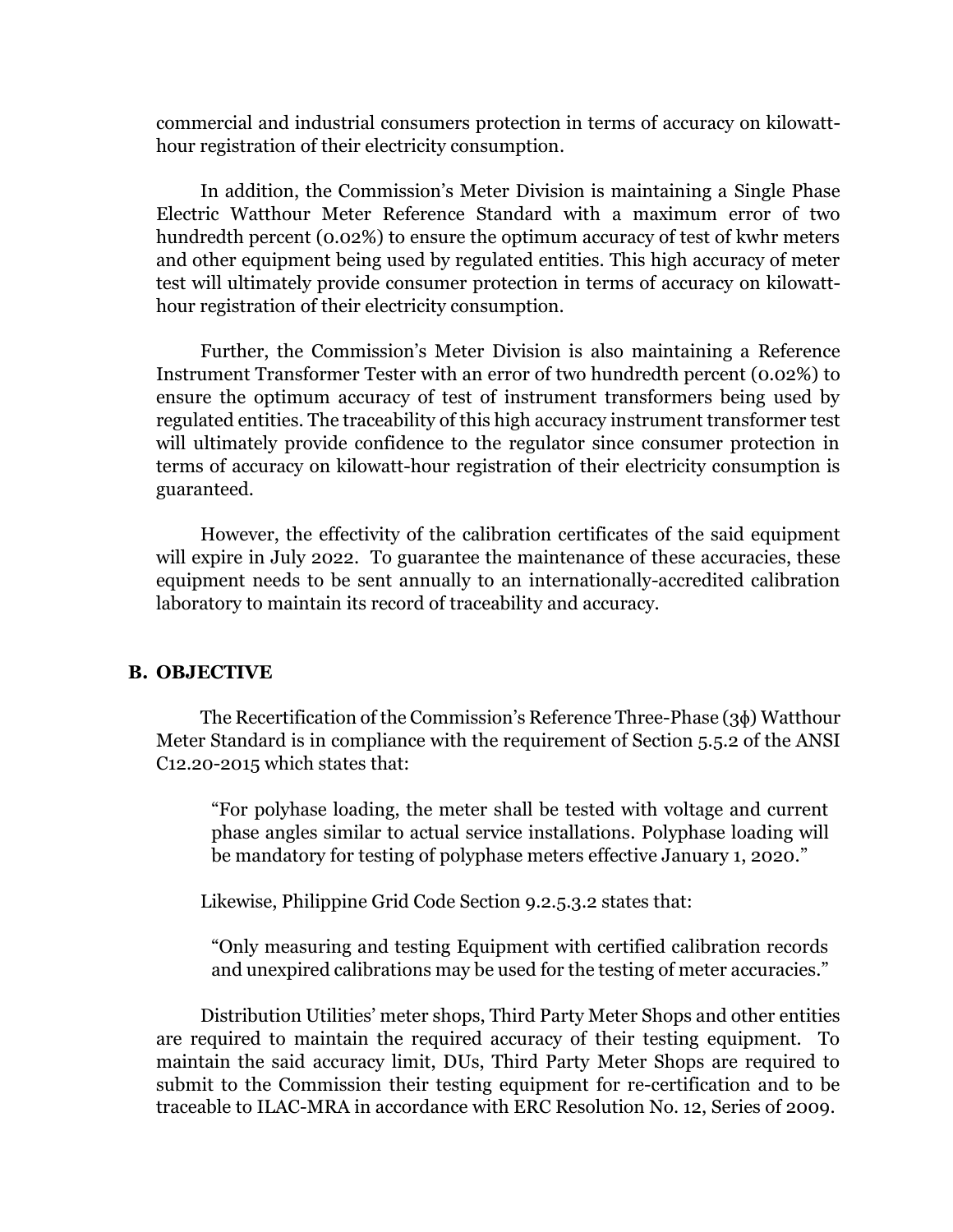commercial and industrial consumers protection in terms of accuracy on kilowatt-hour registration of their electricity consumption.

In addition, the Commission's Meter Division is maintaining a Single Phase Electric Watthour Meter Reference Standard with a maximum error of two hundredth percent (0.02%) to ensure the optimum accuracy of test of kwhr meters and other equipment being used by regulated entities. This high accuracy of meter test will ultimately provide consumer protection in terms of accuracy on kilowatt-hour registration of their electricity consumption.

Further, the Commission's Meter Division is also maintaining a Reference Instrument Transformer Tester with an error of two hundredth percent (0.02%) to ensure the optimum accuracy of test of instrument transformers being used by regulated entities. The traceability of this high accuracy instrument transformer test will ultimately provide confidence to the regulator since consumer protection in terms of accuracy on kilowatt-hour registration of their electricity consumption is guaranteed.

However, the effectivity of the calibration certificates of the said equipment will expire in July 2022. To guarantee the maintenance of these accuracies, these equipment needs to be sent annually to an internationally-accredited calibration laboratory to maintain its record of traceability and accuracy.

## B. OBJECTIVE

The Recertification of the Commission's Reference Three-Phase (3$\phi$) Watthour Meter Standard is in compliance with the requirement of Section 5.5.2 of the ANSI C12.20-2015 which states that:

> "For polyhase loading, the meter shall be tested with voltage and current phase angles similar to actual service installations. Polyphase loading will be mandatory for testing of polyphase meters effective January 1, 2020."

Likewise, Philippine Grid Code Section 9.2.5.3.2 states that:

> "Only measuring and testing Equipment with certified calibration records and unexpired calibrations may be used for the testing of meter accuracies."

Distribution Utilities' meter shops, Third Party Meter Shops and other entities are required to maintain the required accuracy of their testing equipment. To maintain the said accuracy limit, DUs, Third Party Meter Shops are required to submit to the Commission their testing equipment for re-certification and to be traceable to ILAC-MRA in accordance with ERC Resolution No. 12, Series of 2009.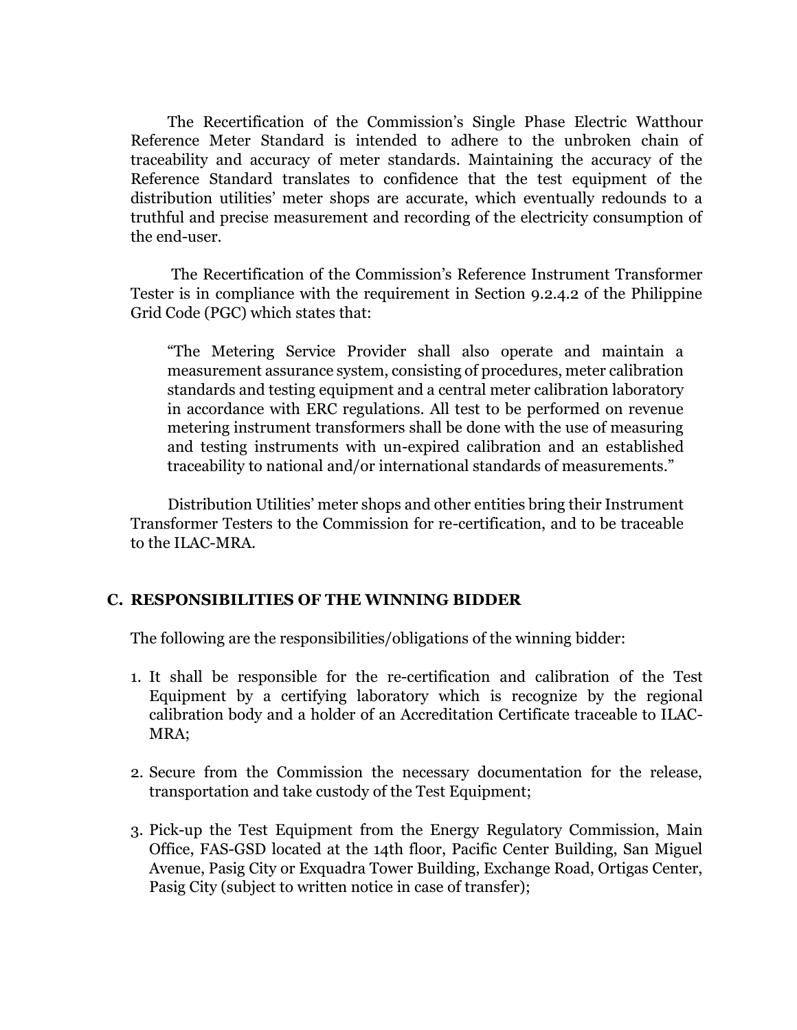The Recertification of the Commission's Single Phase Electric Watthour Reference Meter Standard is intended to adhere to the unbroken chain of traceability and accuracy of meter standards. Maintaining the accuracy of the Reference Standard translates to confidence that the test equipment of the distribution utilities' meter shops are accurate, which eventually redounds to a truthful and precise measurement and recording of the electricity consumption of the end-user.

The Recertification of the Commission's Reference Instrument Transformer Tester is in compliance with the requirement in Section 9.2.4.2 of the Philippine Grid Code (PGC) which states that:

> "The Metering Service Provider shall also operate and maintain a measurement assurance system, consisting of procedures, meter calibration standards and testing equipment and a central meter calibration laboratory in accordance with ERC regulations. All test to be performed on revenue metering instrument transformers shall be done with the use of measuring and testing instruments with un-expired calibration and an established traceability to national and/or international standards of measurements."

Distribution Utilities' meter shops and other entities bring their Instrument Transformer Testers to the Commission for re-certification, and to be traceable to the ILAC-MRA.

## C. RESPONSIBILITIES OF THE WINNING BIDDER

The following are the responsibilities/obligations of the winning bidder:

1. It shall be responsible for the re-certification and calibration of the Test Equipment by a certifying laboratory which is recognize by the regional calibration body and a holder of an Accreditation Certificate traceable to ILAC-MRA;
2. Secure from the Commission the necessary documentation for the release, transportation and take custody of the Test Equipment;
3. Pick-up the Test Equipment from the Energy Regulatory Commission, Main Office, FAS-GSD located at the 14th floor, Pacific Center Building, San Miguel Avenue, Pasig City or Exquadra Tower Building, Exchange Road, Ortigas Center, Pasig City (subject to written notice in case of transfer);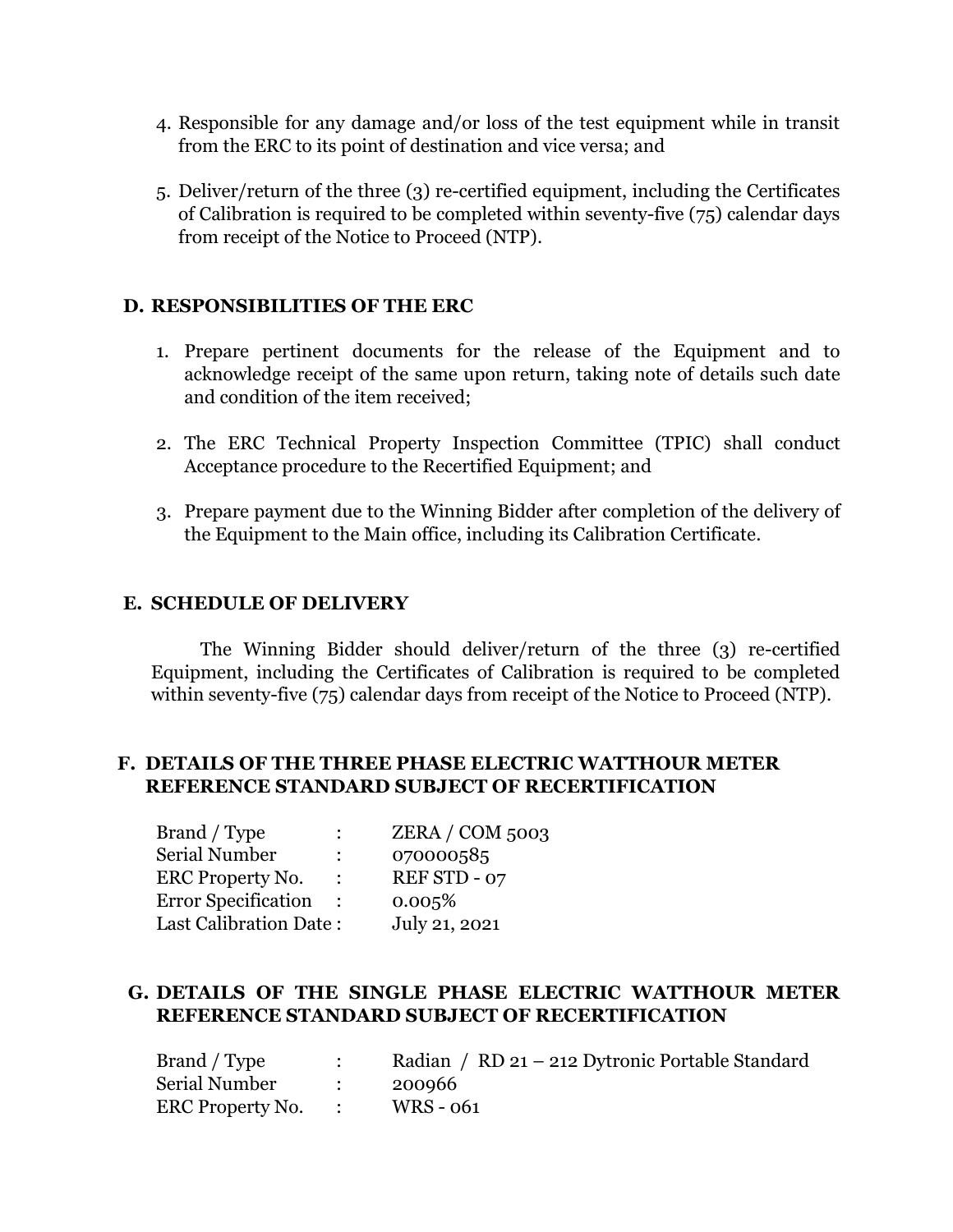4. Responsible for any damage and/or loss of the test equipment while in transit from the ERC to its point of destination and vice versa; and

5. Deliver/return of the three (3) re-certified equipment, including the Certificates of Calibration is required to be completed within seventy-five (75) calendar days from receipt of the Notice to Proceed (NTP).

## D. RESPONSIBILITIES OF THE ERC

1. Prepare pertinent documents for the release of the Equipment and to acknowledge receipt of the same upon return, taking note of details such date and condition of the item received;

2. The ERC Technical Property Inspection Committee (TPIC) shall conduct Acceptance procedure to the Recertified Equipment; and

3. Prepare payment due to the Winning Bidder after completion of the delivery of the Equipment to the Main office, including its Calibration Certificate.

## E. SCHEDULE OF DELIVERY

The Winning Bidder should deliver/return of the three (3) re-certified Equipment, including the Certificates of Calibration is required to be completed within seventy-five (75) calendar days from receipt of the Notice to Proceed (NTP).

## F. DETAILS OF THE THREE PHASE ELECTRIC WATTHOUR METER REFERENCE STANDARD SUBJECT OF RECERTIFICATION

| | | |
|---|---|---|
| Brand / Type | : | ZERA / COM 5003 |
| Serial Number | : | 070000585 |
| ERC Property No. | : | REF STD - 07 |
| Error Specification | : | 0.005% |
| Last Calibration Date | : | July 21, 2021 |

## G. DETAILS OF THE SINGLE PHASE ELECTRIC WATTHOUR METER REFERENCE STANDARD SUBJECT OF RECERTIFICATION

| | | |
|---|---|---|
| Brand / Type | : | Radian / RD 21 – 212 Dytronic Portable Standard |
| Serial Number | : | 200966 |
| ERC Property No. | : | WRS - 061 |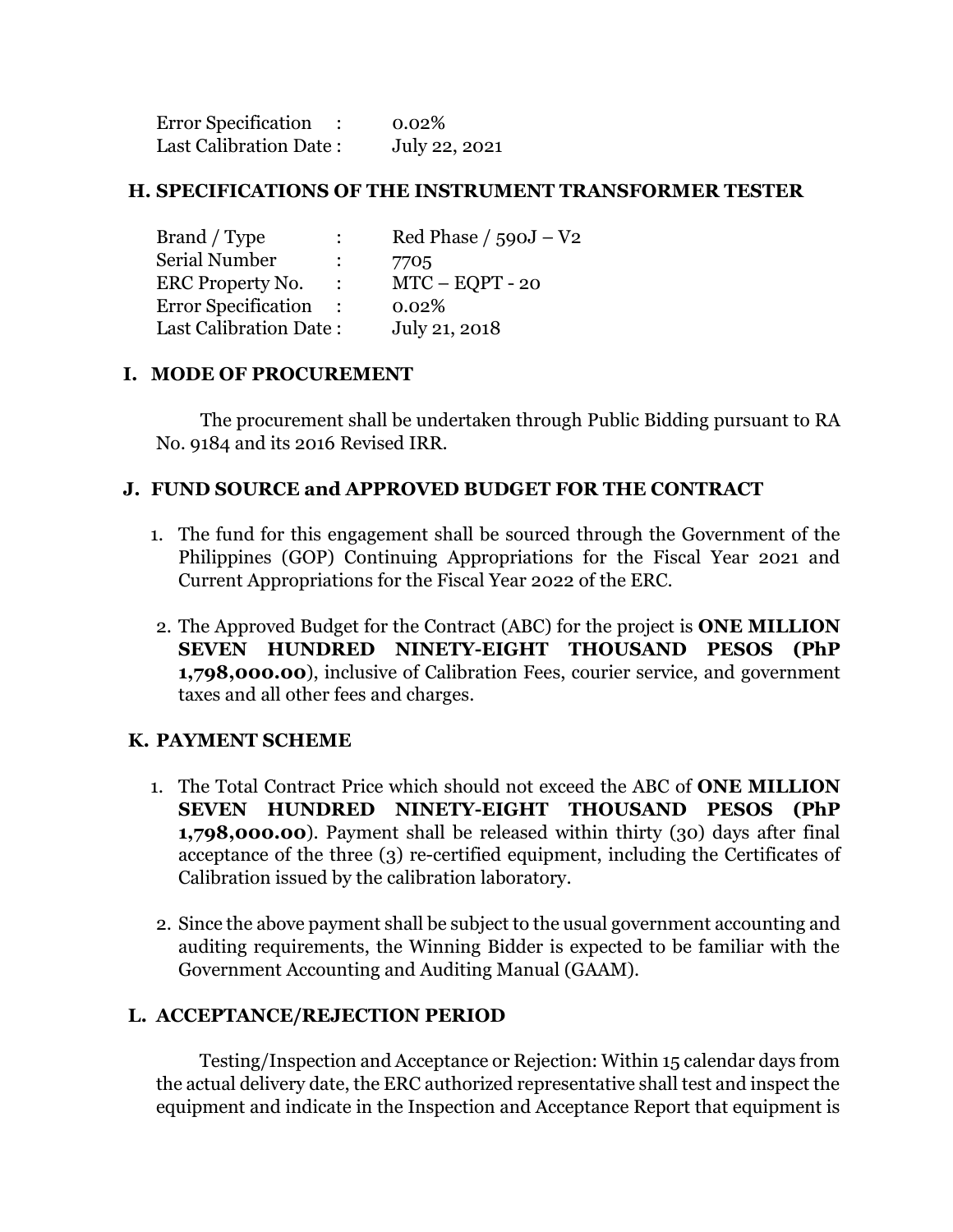| | | |
|---|---|---|
| Error Specification | : | 0.02% |
| Last Calibration Date | : | July 22, 2021 |

## H. SPECIFICATIONS OF THE INSTRUMENT TRANSFORMER TESTER

| | | |
|---|---|---|
| Brand / Type | : | Red Phase / 590J – V2 |
| Serial Number | : | 7705 |
| ERC Property No. | : | MTC – EQPT - 20 |
| Error Specification | : | 0.02% |
| Last Calibration Date | : | July 21, 2018 |

## I. MODE OF PROCUREMENT

The procurement shall be undertaken through Public Bidding pursuant to RA No. 9184 and its 2016 Revised IRR.

## J. FUND SOURCE and APPROVED BUDGET FOR THE CONTRACT

1. The fund for this engagement shall be sourced through the Government of the Philippines (GOP) Continuing Appropriations for the Fiscal Year 2021 and Current Appropriations for the Fiscal Year 2022 of the ERC.
2. The Approved Budget for the Contract (ABC) for the project is **ONE MILLION SEVEN HUNDRED NINETY-EIGHT THOUSAND PESOS (PhP 1,798,000.00)**, inclusive of Calibration Fees, courier service, and government taxes and all other fees and charges.

## K. PAYMENT SCHEME

1. The Total Contract Price which should not exceed the ABC of **ONE MILLION SEVEN HUNDRED NINETY-EIGHT THOUSAND PESOS (PhP 1,798,000.00)**. Payment shall be released within thirty (30) days after final acceptance of the three (3) re-certified equipment, including the Certificates of Calibration issued by the calibration laboratory.
2. Since the above payment shall be subject to the usual government accounting and auditing requirements, the Winning Bidder is expected to be familiar with the Government Accounting and Auditing Manual (GAAM).

## L. ACCEPTANCE/REJECTION PERIOD

Testing/Inspection and Acceptance or Rejection: Within 15 calendar days from the actual delivery date, the ERC authorized representative shall test and inspect the equipment and indicate in the Inspection and Acceptance Report that equipment is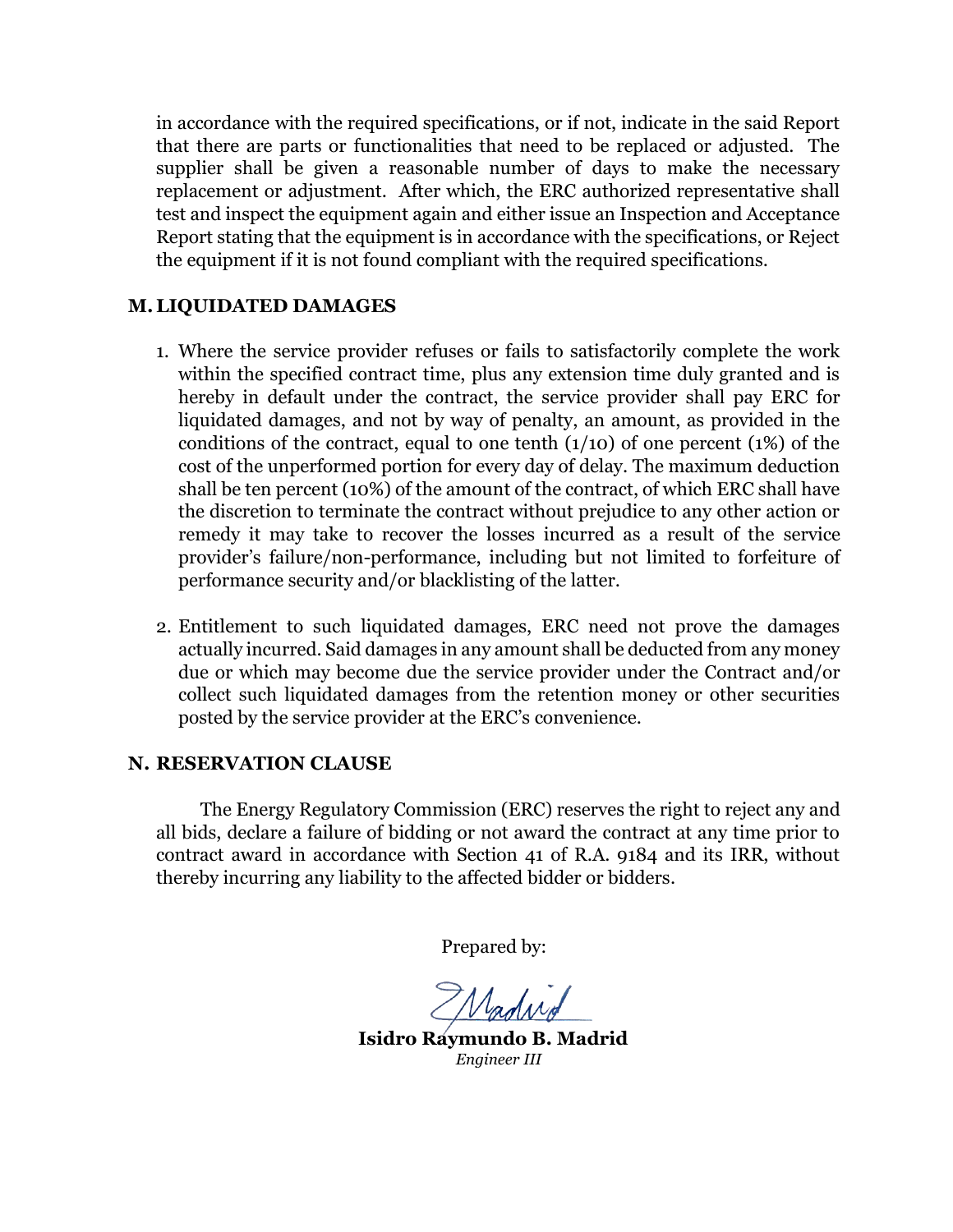in accordance with the required specifications, or if not, indicate in the said Report that there are parts or functionalities that need to be replaced or adjusted. The supplier shall be given a reasonable number of days to make the necessary replacement or adjustment. After which, the ERC authorized representative shall test and inspect the equipment again and either issue an Inspection and Acceptance Report stating that the equipment is in accordance with the specifications, or Reject the equipment if it is not found compliant with the required specifications.

## M. LIQUIDATED DAMAGES

1. Where the service provider refuses or fails to satisfactorily complete the work within the specified contract time, plus any extension time duly granted and is hereby in default under the contract, the service provider shall pay ERC for liquidated damages, and not by way of penalty, an amount, as provided in the conditions of the contract, equal to one tenth (1/10) of one percent (1%) of the cost of the unperformed portion for every day of delay. The maximum deduction shall be ten percent (10%) of the amount of the contract, of which ERC shall have the discretion to terminate the contract without prejudice to any other action or remedy it may take to recover the losses incurred as a result of the service provider's failure/non-performance, including but not limited to forfeiture of performance security and/or blacklisting of the latter.

2. Entitlement to such liquidated damages, ERC need not prove the damages actually incurred. Said damages in any amount shall be deducted from any money due or which may become due the service provider under the Contract and/or collect such liquidated damages from the retention money or other securities posted by the service provider at the ERC's convenience.

## N. RESERVATION CLAUSE

The Energy Regulatory Commission (ERC) reserves the right to reject any and all bids, declare a failure of bidding or not award the contract at any time prior to contract award in accordance with Section 41 of R.A. 9184 and its IRR, without thereby incurring any liability to the affected bidder or bidders.

Prepared by:

**Isidro Raymundo B. Madrid**
*Engineer III*